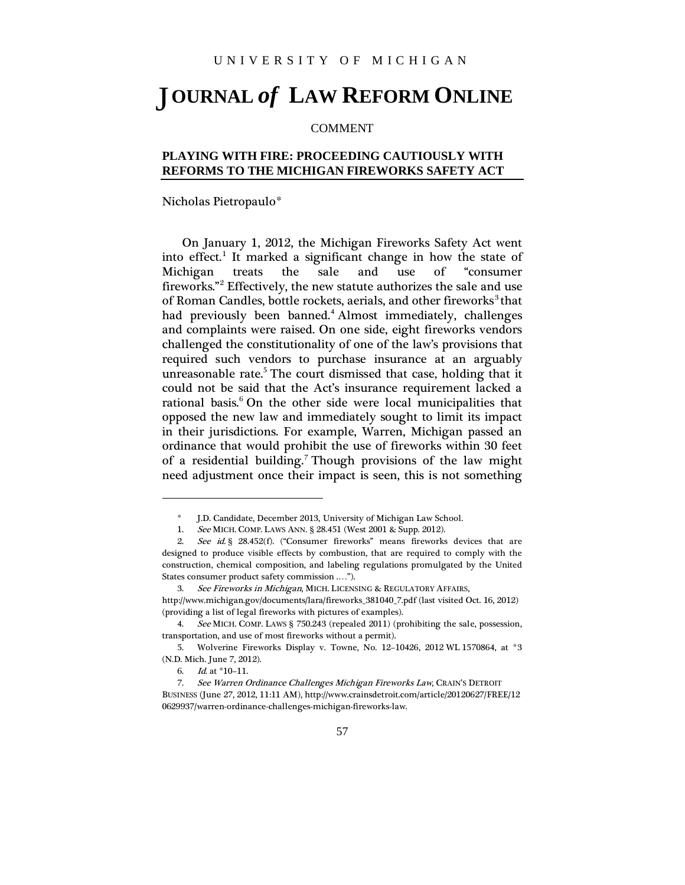UNIVERSITY OF MICHIGAN

# JOURNAL *of* LAW REFORM ONLINE

COMMENT

## PLAYING WITH FIRE: PROCEEDING CAUTIOUSLY WITH REFORMS TO THE MICHIGAN FIREWORKS SAFETY ACT

Nicholas Pietropaulo*

On January 1, 2012, the Michigan Fireworks Safety Act went into effect.[1] It marked a significant change in how the state of Michigan treats the sale and use of "consumer fireworks."[2] Effectively, the new statute authorizes the sale and use of Roman Candles, bottle rockets, aerials, and other fireworks[3] that had previously been banned.[4] Almost immediately, challenges and complaints were raised. On one side, eight fireworks vendors challenged the constitutionality of one of the law's provisions that required such vendors to purchase insurance at an arguably unreasonable rate.[5] The court dismissed that case, holding that it could not be said that the Act's insurance requirement lacked a rational basis.[6] On the other side were local municipalities that opposed the new law and immediately sought to limit its impact in their jurisdictions. For example, Warren, Michigan passed an ordinance that would prohibit the use of fireworks within 30 feet of a residential building.[7] Though provisions of the law might need adjustment once their impact is seen, this is not something

---

\* J.D. Candidate, December 2013, University of Michigan Law School.

1. *See* MICH. COMP. LAWS ANN. § 28.451 (West 2001 & Supp. 2012).

2. *See id.* § 28.452(f). ("Consumer fireworks" means fireworks devices that are designed to produce visible effects by combustion, that are required to comply with the construction, chemical composition, and labeling regulations promulgated by the United States consumer product safety commission . . . .").

3. *See Fireworks in Michigan*, MICH. LICENSING & REGULATORY AFFAIRS, http://www.michigan.gov/documents/lara/fireworks_381040_7.pdf (last visited Oct. 16, 2012) (providing a list of legal fireworks with pictures of examples).

4. *See* MICH. COMP. LAWS § 750.243 (repealed 2011) (prohibiting the sale, possession, transportation, and use of most fireworks without a permit).

5. Wolverine Fireworks Display v. Towne, No. 12–10426, 2012 WL 1570864, at *3 (N.D. Mich. June 7, 2012).

6. *Id.* at *10–11.

7. *See Warren Ordinance Challenges Michigan Fireworks Law*, CRAIN'S DETROIT BUSINESS (June 27, 2012, 11:11 AM), http://www.crainsdetroit.com/article/20120627/FREE/120629937/warren-ordinance-challenges-michigan-fireworks-law.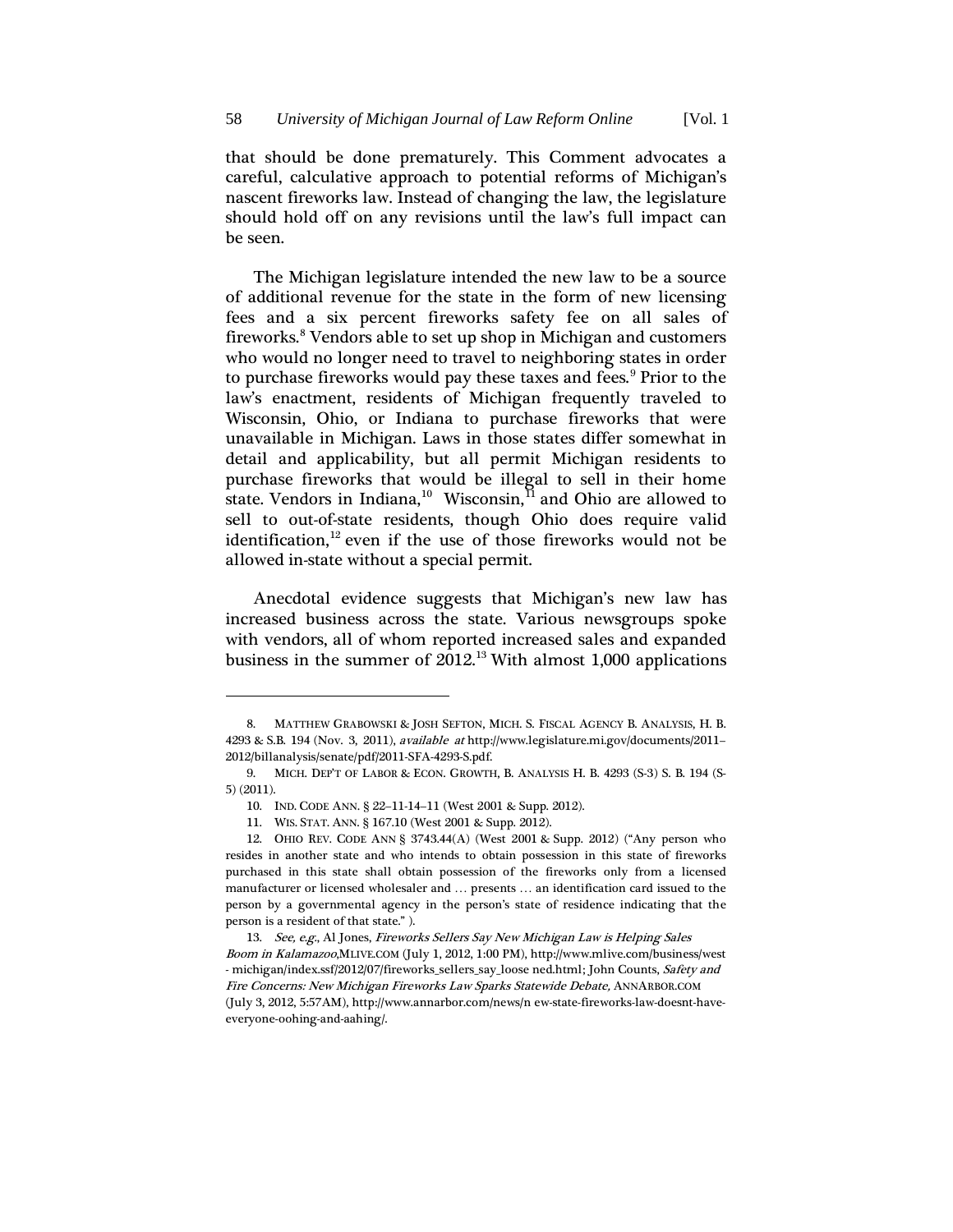that should be done prematurely. This Comment advocates a careful, calculative approach to potential reforms of Michigan's nascent fireworks law. Instead of changing the law, the legislature should hold off on any revisions until the law's full impact can be seen.

The Michigan legislature intended the new law to be a source of additional revenue for the state in the form of new licensing fees and a six percent fireworks safety fee on all sales of fireworks.[8] Vendors able to set up shop in Michigan and customers who would no longer need to travel to neighboring states in order to purchase fireworks would pay these taxes and fees.[9] Prior to the law's enactment, residents of Michigan frequently traveled to Wisconsin, Ohio, or Indiana to purchase fireworks that were unavailable in Michigan. Laws in those states differ somewhat in detail and applicability, but all permit Michigan residents to purchase fireworks that would be illegal to sell in their home state. Vendors in Indiana,[10] Wisconsin,[11] and Ohio are allowed to sell to out-of-state residents, though Ohio does require valid identification,[12] even if the use of those fireworks would not be allowed in-state without a special permit.

Anecdotal evidence suggests that Michigan's new law has increased business across the state. Various newsgroups spoke with vendors, all of whom reported increased sales and expanded business in the summer of 2012.[13] With almost 1,000 applications

---

8. MATTHEW GRABOWSKI & JOSH SEFTON, MICH. S. FISCAL AGENCY B. ANALYSIS, H. B. 4293 & S.B. 194 (Nov. 3, 2011), *available at* http://www.legislature.mi.gov/documents/2011–2012/billanalysis/senate/pdf/2011-SFA-4293-S.pdf.

9. MICH. DEP'T OF LABOR & ECON. GROWTH, B. ANALYSIS H. B. 4293 (S-3) S. B. 194 (S-5) (2011).

10. IND. CODE ANN. § 22–11-14–11 (West 2001 & Supp. 2012).

11. WIS. STAT. ANN. § 167.10 (West 2001 & Supp. 2012).

12. OHIO REV. CODE ANN § 3743.44(A) (West 2001 & Supp. 2012) ("Any person who resides in another state and who intends to obtain possession in this state of fireworks purchased in this state shall obtain possession of the fireworks only from a licensed manufacturer or licensed wholesaler and … presents … an identification card issued to the person by a governmental agency in the person's state of residence indicating that the person is a resident of that state." ).

13. *See, e.g.*, Al Jones, *Fireworks Sellers Say New Michigan Law is Helping Sales Boom in Kalamazoo*, MLIVE.COM (July 1, 2012, 1:00 PM), http://www.mlive.com/business/west - michigan/index.ssf/2012/07/fireworks_sellers_say_loose ned.html; John Counts, *Safety and Fire Concerns: New Michigan Fireworks Law Sparks Statewide Debate,* ANNARBOR.COM (July 3, 2012, 5:57AM), http://www.annarbor.com/news/n ew-state-fireworks-law-doesnt-have-everyone-oohing-and-aahing/.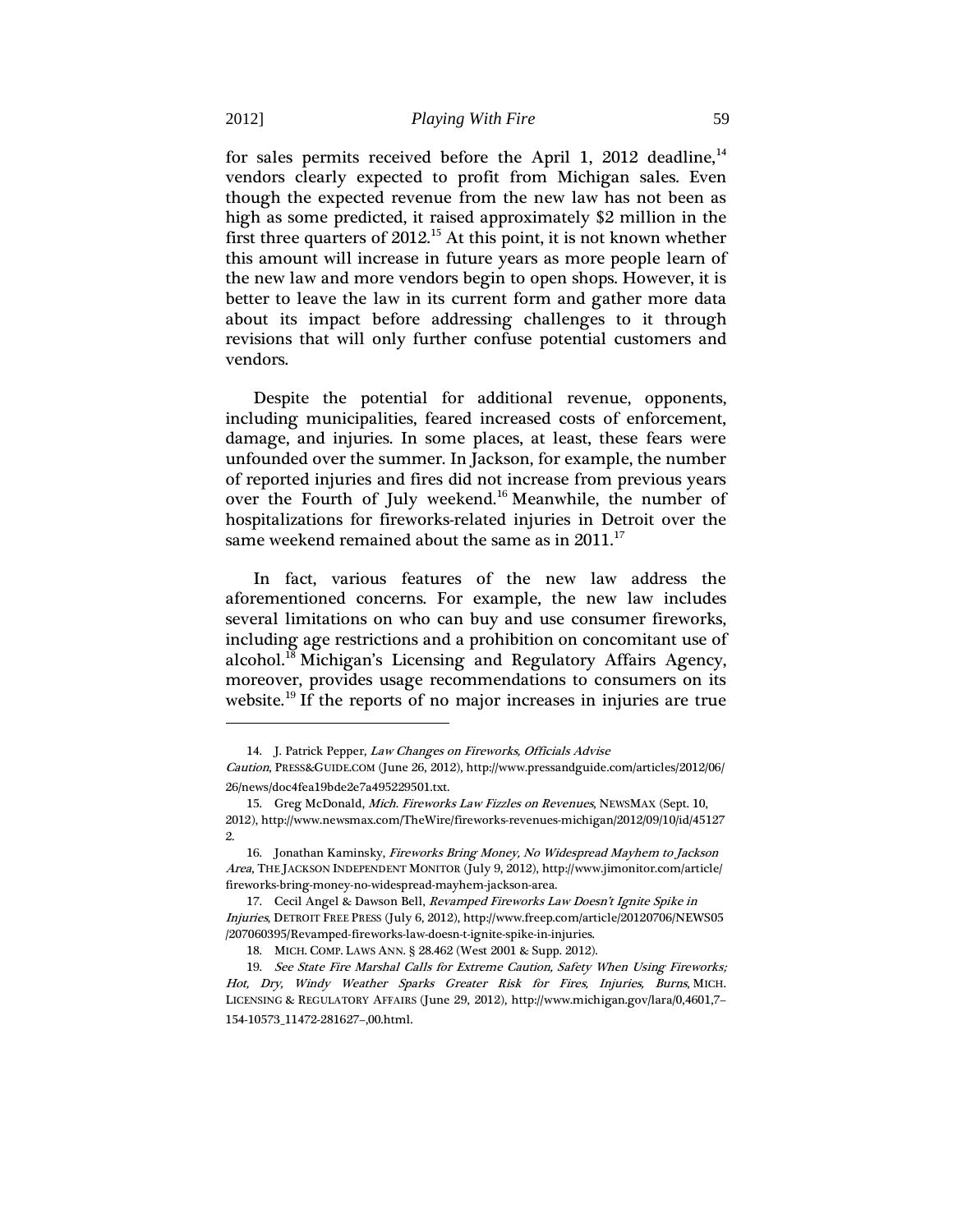for sales permits received before the April 1, 2012 deadline,[14] vendors clearly expected to profit from Michigan sales. Even though the expected revenue from the new law has not been as high as some predicted, it raised approximately $2 million in the first three quarters of 2012.[15] At this point, it is not known whether this amount will increase in future years as more people learn of the new law and more vendors begin to open shops. However, it is better to leave the law in its current form and gather more data about its impact before addressing challenges to it through revisions that will only further confuse potential customers and vendors.

Despite the potential for additional revenue, opponents, including municipalities, feared increased costs of enforcement, damage, and injuries. In some places, at least, these fears were unfounded over the summer. In Jackson, for example, the number of reported injuries and fires did not increase from previous years over the Fourth of July weekend.[16] Meanwhile, the number of hospitalizations for fireworks-related injuries in Detroit over the same weekend remained about the same as in 2011.[17]

In fact, various features of the new law address the aforementioned concerns. For example, the new law includes several limitations on who can buy and use consumer fireworks, including age restrictions and a prohibition on concomitant use of alcohol.[18] Michigan's Licensing and Regulatory Affairs Agency, moreover, provides usage recommendations to consumers on its website.[19] If the reports of no major increases in injuries are true

---

14. J. Patrick Pepper, *Law Changes on Fireworks, Officials Advise Caution*, PRESS&GUIDE.COM (June 26, 2012), http://www.pressandguide.com/articles/2012/06/26/news/doc4fea19bde2e7a495229501.txt.

15. Greg McDonald, *Mich. Fireworks Law Fizzles on Revenues*, NEWSMAX (Sept. 10, 2012), http://www.newsmax.com/TheWire/fireworks-revenues-michigan/2012/09/10/id/451272.

16. Jonathan Kaminsky, *Fireworks Bring Money, No Widespread Mayhem to Jackson Area*, THE JACKSON INDEPENDENT MONITOR (July 9, 2012), http://www.jimonitor.com/article/fireworks-bring-money-no-widespread-mayhem-jackson-area.

17. Cecil Angel & Dawson Bell, *Revamped Fireworks Law Doesn't Ignite Spike in Injuries*, DETROIT FREE PRESS (July 6, 2012), http://www.freep.com/article/20120706/NEWS05/207060395/Revamped-fireworks-law-doesn-t-ignite-spike-in-injuries.

18. MICH. COMP. LAWS ANN. § 28.462 (West 2001 & Supp. 2012).

19. *See State Fire Marshal Calls for Extreme Caution, Safety When Using Fireworks; Hot, Dry, Windy Weather Sparks Greater Risk for Fires, Injuries, Burns*, MICH. LICENSING & REGULATORY AFFAIRS (June 29, 2012), http://www.michigan.gov/lara/0,4601,7–154-10573_11472-281627–,00.html.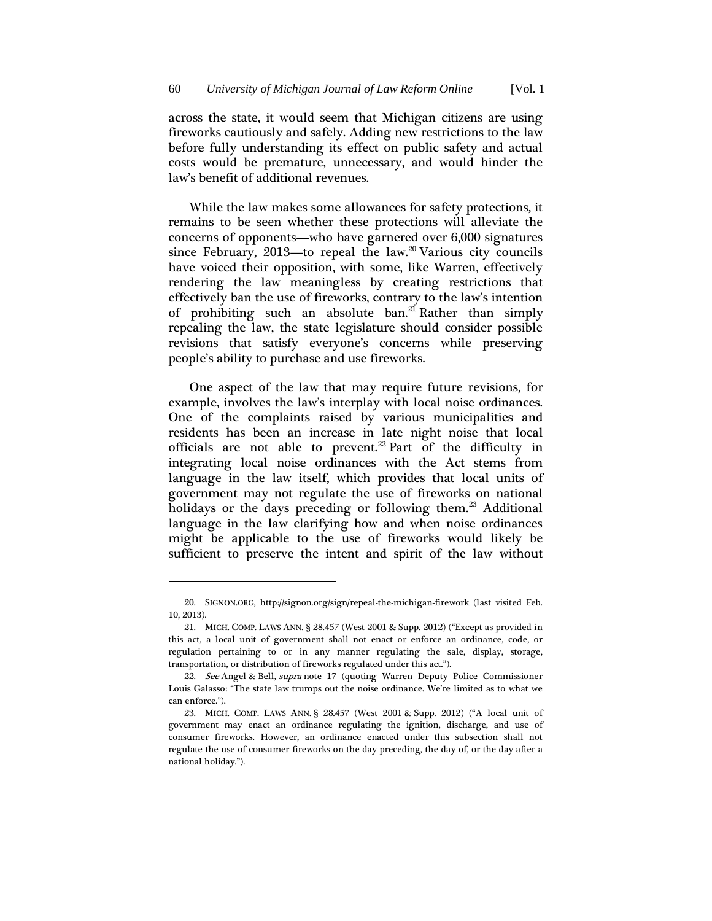across the state, it would seem that Michigan citizens are using fireworks cautiously and safely. Adding new restrictions to the law before fully understanding its effect on public safety and actual costs would be premature, unnecessary, and would hinder the law's benefit of additional revenues.

While the law makes some allowances for safety protections, it remains to be seen whether these protections will alleviate the concerns of opponents—who have garnered over 6,000 signatures since February, 2013—to repeal the law.[20] Various city councils have voiced their opposition, with some, like Warren, effectively rendering the law meaningless by creating restrictions that effectively ban the use of fireworks, contrary to the law's intention of prohibiting such an absolute ban.[21] Rather than simply repealing the law, the state legislature should consider possible revisions that satisfy everyone's concerns while preserving people's ability to purchase and use fireworks.

One aspect of the law that may require future revisions, for example, involves the law's interplay with local noise ordinances. One of the complaints raised by various municipalities and residents has been an increase in late night noise that local officials are not able to prevent.[22] Part of the difficulty in integrating local noise ordinances with the Act stems from language in the law itself, which provides that local units of government may not regulate the use of fireworks on national holidays or the days preceding or following them.[23] Additional language in the law clarifying how and when noise ordinances might be applicable to the use of fireworks would likely be sufficient to preserve the intent and spirit of the law without

---

20. SIGNON.ORG, http://signon.org/sign/repeal-the-michigan-firework (last visited Feb. 10, 2013).

21. MICH. COMP. LAWS ANN. § 28.457 (West 2001 & Supp. 2012) ("Except as provided in this act, a local unit of government shall not enact or enforce an ordinance, code, or regulation pertaining to or in any manner regulating the sale, display, storage, transportation, or distribution of fireworks regulated under this act.").

22. *See* Angel & Bell, *supra* note 17 (quoting Warren Deputy Police Commissioner Louis Galasso: "The state law trumps out the noise ordinance. We're limited as to what we can enforce.").

23. MICH. COMP. LAWS ANN. § 28.457 (West 2001 & Supp. 2012) ("A local unit of government may enact an ordinance regulating the ignition, discharge, and use of consumer fireworks. However, an ordinance enacted under this subsection shall not regulate the use of consumer fireworks on the day preceding, the day of, or the day after a national holiday.").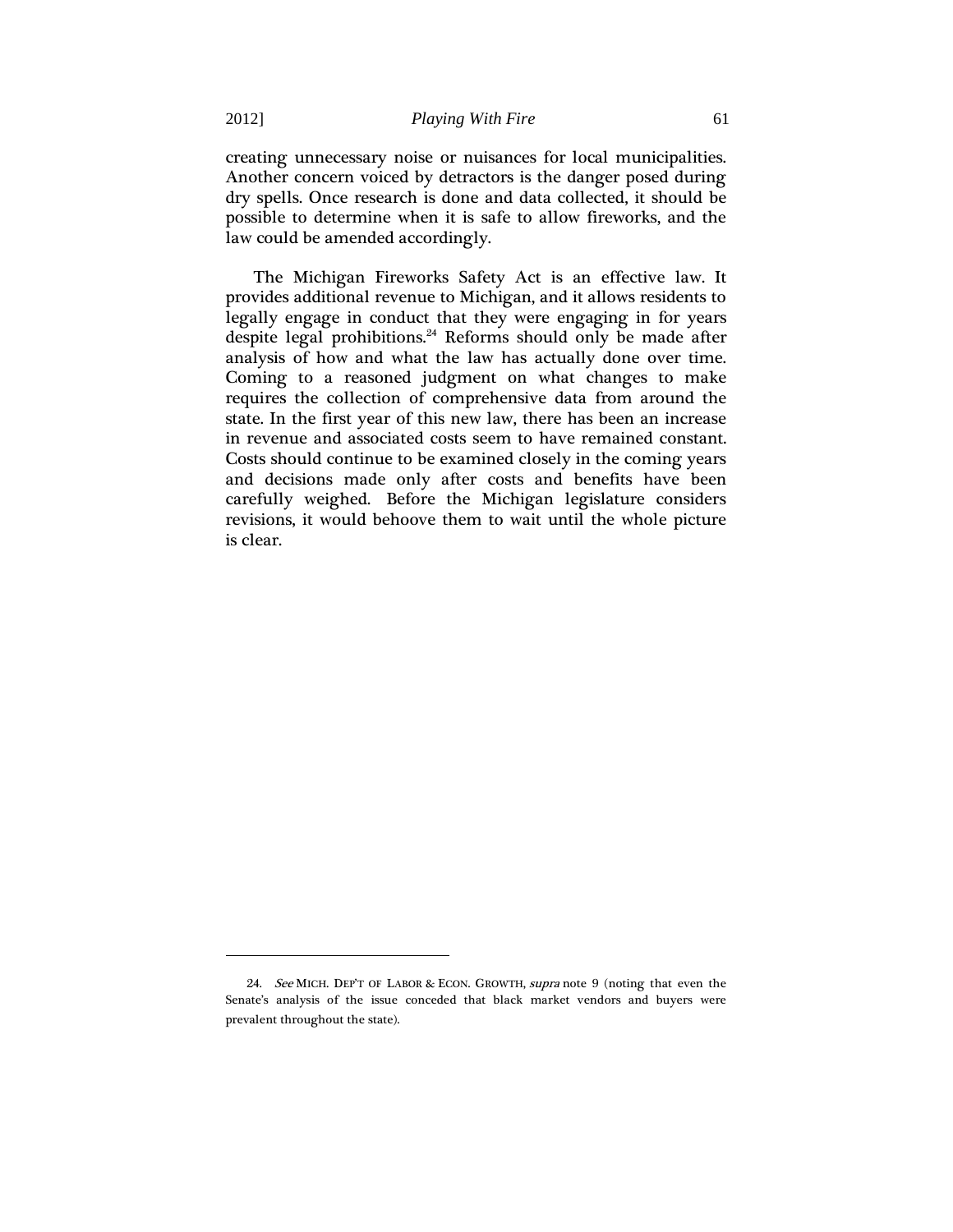creating unnecessary noise or nuisances for local municipalities. Another concern voiced by detractors is the danger posed during dry spells. Once research is done and data collected, it should be possible to determine when it is safe to allow fireworks, and the law could be amended accordingly.

The Michigan Fireworks Safety Act is an effective law. It provides additional revenue to Michigan, and it allows residents to legally engage in conduct that they were engaging in for years despite legal prohibitions.[24] Reforms should only be made after analysis of how and what the law has actually done over time. Coming to a reasoned judgment on what changes to make requires the collection of comprehensive data from around the state. In the first year of this new law, there has been an increase in revenue and associated costs seem to have remained constant. Costs should continue to be examined closely in the coming years and decisions made only after costs and benefits have been carefully weighed. Before the Michigan legislature considers revisions, it would behoove them to wait until the whole picture is clear.

---

24. *See* MICH. DEP'T OF LABOR & ECON. GROWTH, *supra* note 9 (noting that even the Senate's analysis of the issue conceded that black market vendors and buyers were prevalent throughout the state).